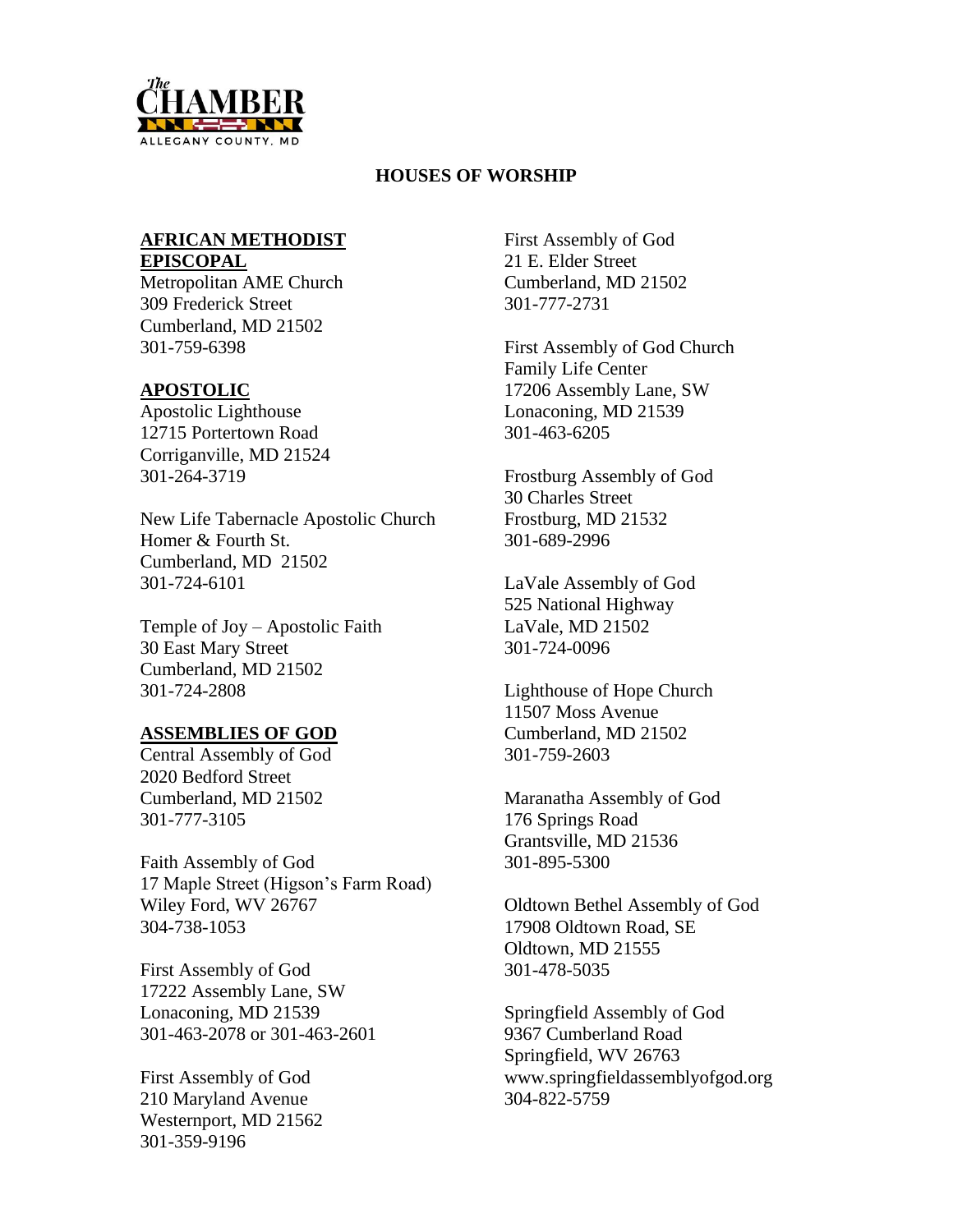The CHAMBER
ALLEGANY COUNTY, MD

# HOUSES OF WORSHIP

## AFRICAN METHODIST EPISCOPAL

Metropolitan AME Church
309 Frederick Street
Cumberland, MD 21502
301-759-6398

## APOSTOLIC

Apostolic Lighthouse
12715 Portertown Road
Corriganville, MD 21524
301-264-3719

New Life Tabernacle Apostolic Church
Homer & Fourth St.
Cumberland, MD 21502
301-724-6101

Temple of Joy – Apostolic Faith
30 East Mary Street
Cumberland, MD 21502
301-724-2808

## ASSEMBLIES OF GOD

Central Assembly of God
2020 Bedford Street
Cumberland, MD 21502
301-777-3105

Faith Assembly of God
17 Maple Street (Higson's Farm Road)
Wiley Ford, WV 26767
304-738-1053

First Assembly of God
17222 Assembly Lane, SW
Lonaconing, MD 21539
301-463-2078 or 301-463-2601

First Assembly of God
210 Maryland Avenue
Westernport, MD 21562
301-359-9196

First Assembly of God
21 E. Elder Street
Cumberland, MD 21502
301-777-2731

First Assembly of God Church
Family Life Center
17206 Assembly Lane, SW
Lonaconing, MD 21539
301-463-6205

Frostburg Assembly of God
30 Charles Street
Frostburg, MD 21532
301-689-2996

LaVale Assembly of God
525 National Highway
LaVale, MD 21502
301-724-0096

Lighthouse of Hope Church
11507 Moss Avenue
Cumberland, MD 21502
301-759-2603

Maranatha Assembly of God
176 Springs Road
Grantsville, MD 21536
301-895-5300

Oldtown Bethel Assembly of God
17908 Oldtown Road, SE
Oldtown, MD 21555
301-478-5035

Springfield Assembly of God
9367 Cumberland Road
Springfield, WV 26763
www.springfieldassemblyofgod.org
304-822-5759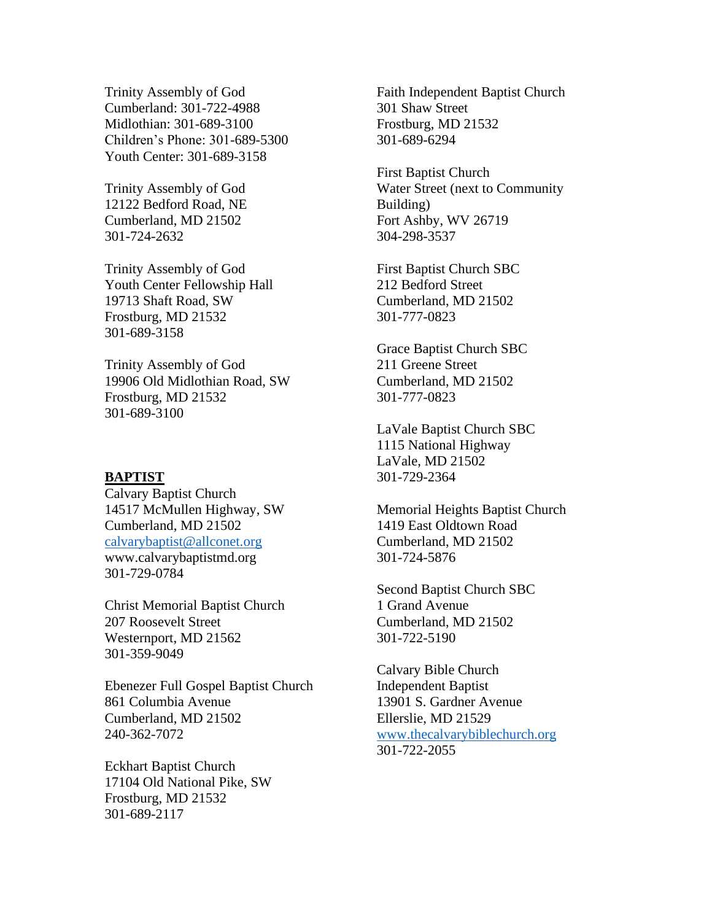Trinity Assembly of God
Cumberland: 301-722-4988
Midlothian: 301-689-3100
Children's Phone: 301-689-5300
Youth Center: 301-689-3158

Trinity Assembly of God
12122 Bedford Road, NE
Cumberland, MD 21502
301-724-2632

Trinity Assembly of God
Youth Center Fellowship Hall
19713 Shaft Road, SW
Frostburg, MD 21532
301-689-3158

Trinity Assembly of God
19906 Old Midlothian Road, SW
Frostburg, MD 21532
301-689-3100

## BAPTIST

Calvary Baptist Church
14517 McMullen Highway, SW
Cumberland, MD 21502
calvarybaptist@allconet.org
www.calvarybaptistmd.org
301-729-0784

Christ Memorial Baptist Church
207 Roosevelt Street
Westernport, MD 21562
301-359-9049

Ebenezer Full Gospel Baptist Church
861 Columbia Avenue
Cumberland, MD 21502
240-362-7072

Eckhart Baptist Church
17104 Old National Pike, SW
Frostburg, MD 21532
301-689-2117

Faith Independent Baptist Church
301 Shaw Street
Frostburg, MD 21532
301-689-6294

First Baptist Church
Water Street (next to Community Building)
Fort Ashby, WV 26719
304-298-3537

First Baptist Church SBC
212 Bedford Street
Cumberland, MD 21502
301-777-0823

Grace Baptist Church SBC
211 Greene Street
Cumberland, MD 21502
301-777-0823

LaVale Baptist Church SBC
1115 National Highway
LaVale, MD 21502
301-729-2364

Memorial Heights Baptist Church
1419 East Oldtown Road
Cumberland, MD 21502
301-724-5876

Second Baptist Church SBC
1 Grand Avenue
Cumberland, MD 21502
301-722-5190

Calvary Bible Church
Independent Baptist
13901 S. Gardner Avenue
Ellerslie, MD 21529
www.thecalvarybiblechurch.org
301-722-2055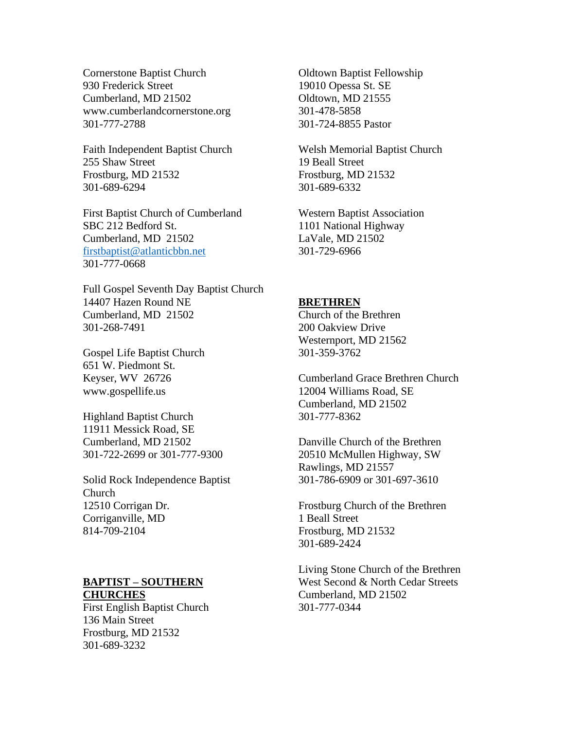Cornerstone Baptist Church
930 Frederick Street
Cumberland, MD 21502
www.cumberlandcornerstone.org
301-777-2788

Faith Independent Baptist Church
255 Shaw Street
Frostburg, MD 21532
301-689-6294

First Baptist Church of Cumberland
SBC 212 Bedford St.
Cumberland, MD 21502
firstbaptist@atlanticbbn.net
301-777-0668

Full Gospel Seventh Day Baptist Church
14407 Hazen Round NE
Cumberland, MD 21502
301-268-7491

Gospel Life Baptist Church
651 W. Piedmont St.
Keyser, WV 26726
www.gospellife.us

Highland Baptist Church
11911 Messick Road, SE
Cumberland, MD 21502
301-722-2699 or 301-777-9300

Solid Rock Independence Baptist Church
12510 Corrigan Dr.
Corriganville, MD
814-709-2104

**BAPTIST – SOUTHERN CHURCHES**

First English Baptist Church
136 Main Street
Frostburg, MD 21532
301-689-3232

Oldtown Baptist Fellowship
19010 Opessa St. SE
Oldtown, MD 21555
301-478-5858
301-724-8855 Pastor

Welsh Memorial Baptist Church
19 Beall Street
Frostburg, MD 21532
301-689-6332

Western Baptist Association
1101 National Highway
LaVale, MD 21502
301-729-6966

**BRETHREN**

Church of the Brethren
200 Oakview Drive
Westernport, MD 21562
301-359-3762

Cumberland Grace Brethren Church
12004 Williams Road, SE
Cumberland, MD 21502
301-777-8362

Danville Church of the Brethren
20510 McMullen Highway, SW
Rawlings, MD 21557
301-786-6909 or 301-697-3610

Frostburg Church of the Brethren
1 Beall Street
Frostburg, MD 21532
301-689-2424

Living Stone Church of the Brethren
West Second & North Cedar Streets
Cumberland, MD 21502
301-777-0344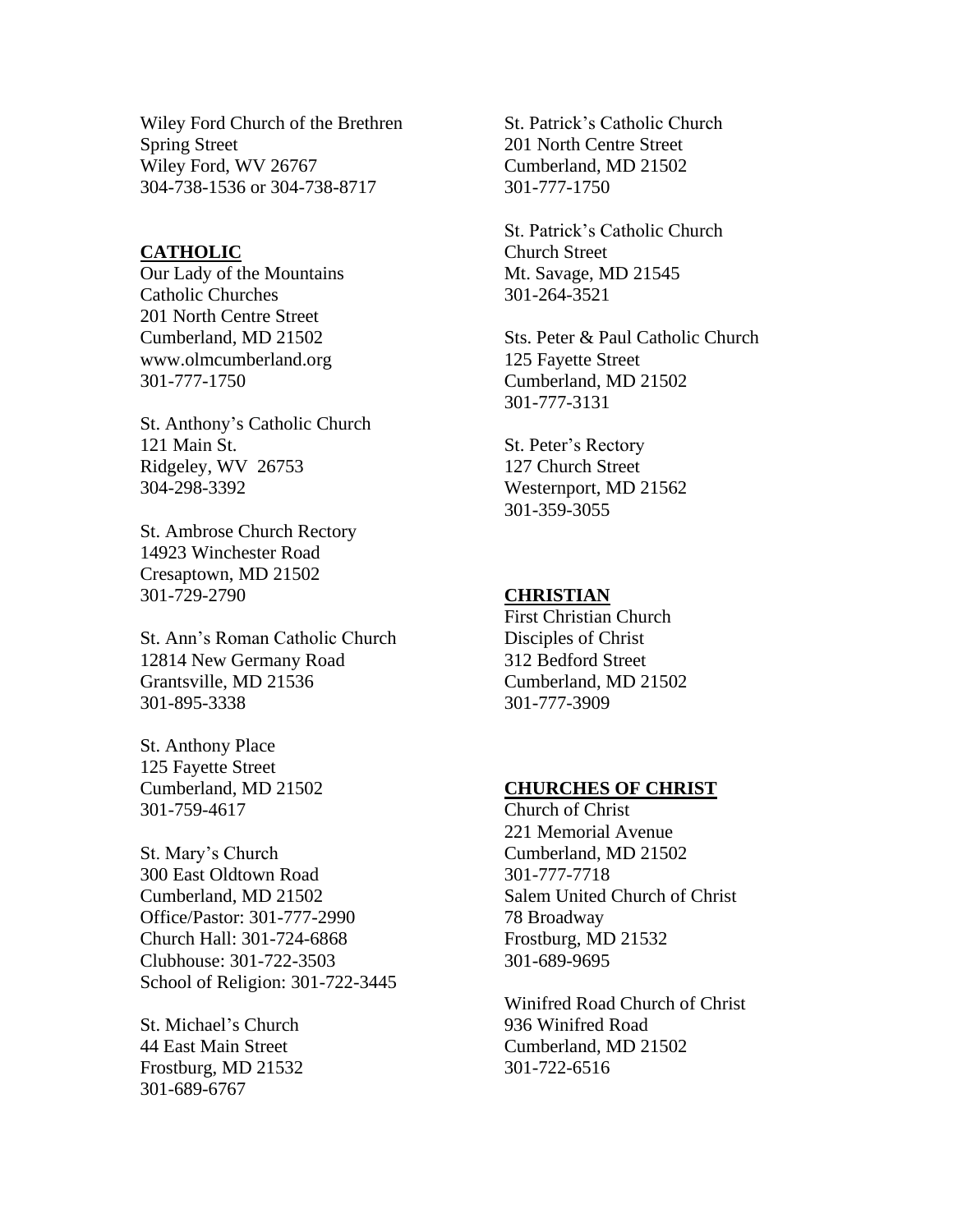Wiley Ford Church of the Brethren
Spring Street
Wiley Ford, WV 26767
304-738-1536 or 304-738-8717

## CATHOLIC

Our Lady of the Mountains
Catholic Churches
201 North Centre Street
Cumberland, MD 21502
www.olmcumberland.org
301-777-1750

St. Anthony's Catholic Church
121 Main St.
Ridgeley, WV 26753
304-298-3392

St. Ambrose Church Rectory
14923 Winchester Road
Cresaptown, MD 21502
301-729-2790

St. Ann's Roman Catholic Church
12814 New Germany Road
Grantsville, MD 21536
301-895-3338

St. Anthony Place
125 Fayette Street
Cumberland, MD 21502
301-759-4617

St. Mary's Church
300 East Oldtown Road
Cumberland, MD 21502
Office/Pastor: 301-777-2990
Church Hall: 301-724-6868
Clubhouse: 301-722-3503
School of Religion: 301-722-3445

St. Michael's Church
44 East Main Street
Frostburg, MD 21532
301-689-6767

St. Patrick's Catholic Church
201 North Centre Street
Cumberland, MD 21502
301-777-1750

St. Patrick's Catholic Church
Church Street
Mt. Savage, MD 21545
301-264-3521

Sts. Peter & Paul Catholic Church
125 Fayette Street
Cumberland, MD 21502
301-777-3131

St. Peter's Rectory
127 Church Street
Westernport, MD 21562
301-359-3055

## CHRISTIAN

First Christian Church
Disciples of Christ
312 Bedford Street
Cumberland, MD 21502
301-777-3909

## CHURCHES OF CHRIST

Church of Christ
221 Memorial Avenue
Cumberland, MD 21502
301-777-7718
Salem United Church of Christ
78 Broadway
Frostburg, MD 21532
301-689-9695

Winifred Road Church of Christ
936 Winifred Road
Cumberland, MD 21502
301-722-6516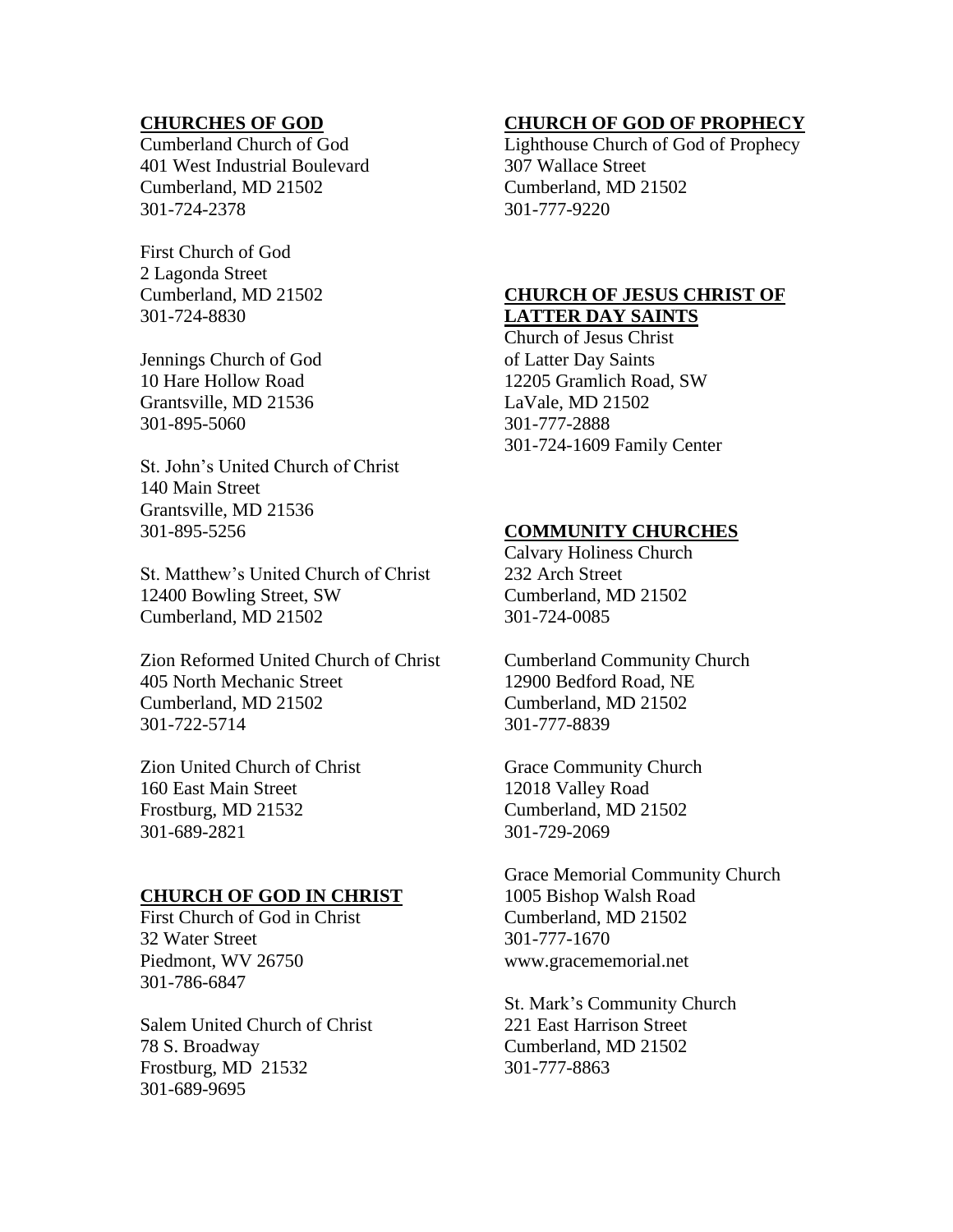**CHURCHES OF GOD**

Cumberland Church of God
401 West Industrial Boulevard
Cumberland, MD 21502
301-724-2378

First Church of God
2 Lagonda Street
Cumberland, MD 21502
301-724-8830

Jennings Church of God
10 Hare Hollow Road
Grantsville, MD 21536
301-895-5060

St. John's United Church of Christ
140 Main Street
Grantsville, MD 21536
301-895-5256

St. Matthew's United Church of Christ
12400 Bowling Street, SW
Cumberland, MD 21502

Zion Reformed United Church of Christ
405 North Mechanic Street
Cumberland, MD 21502
301-722-5714

Zion United Church of Christ
160 East Main Street
Frostburg, MD 21532
301-689-2821

**CHURCH OF GOD IN CHRIST**

First Church of God in Christ
32 Water Street
Piedmont, WV 26750
301-786-6847

Salem United Church of Christ
78 S. Broadway
Frostburg, MD 21532
301-689-9695

**CHURCH OF GOD OF PROPHECY**

Lighthouse Church of God of Prophecy
307 Wallace Street
Cumberland, MD 21502
301-777-9220

**CHURCH OF JESUS CHRIST OF LATTER DAY SAINTS**

Church of Jesus Christ
of Latter Day Saints
12205 Gramlich Road, SW
LaVale, MD 21502
301-777-2888
301-724-1609 Family Center

**COMMUNITY CHURCHES**

Calvary Holiness Church
232 Arch Street
Cumberland, MD 21502
301-724-0085

Cumberland Community Church
12900 Bedford Road, NE
Cumberland, MD 21502
301-777-8839

Grace Community Church
12018 Valley Road
Cumberland, MD 21502
301-729-2069

Grace Memorial Community Church
1005 Bishop Walsh Road
Cumberland, MD 21502
301-777-1670
www.gracememorial.net

St. Mark's Community Church
221 East Harrison Street
Cumberland, MD 21502
301-777-8863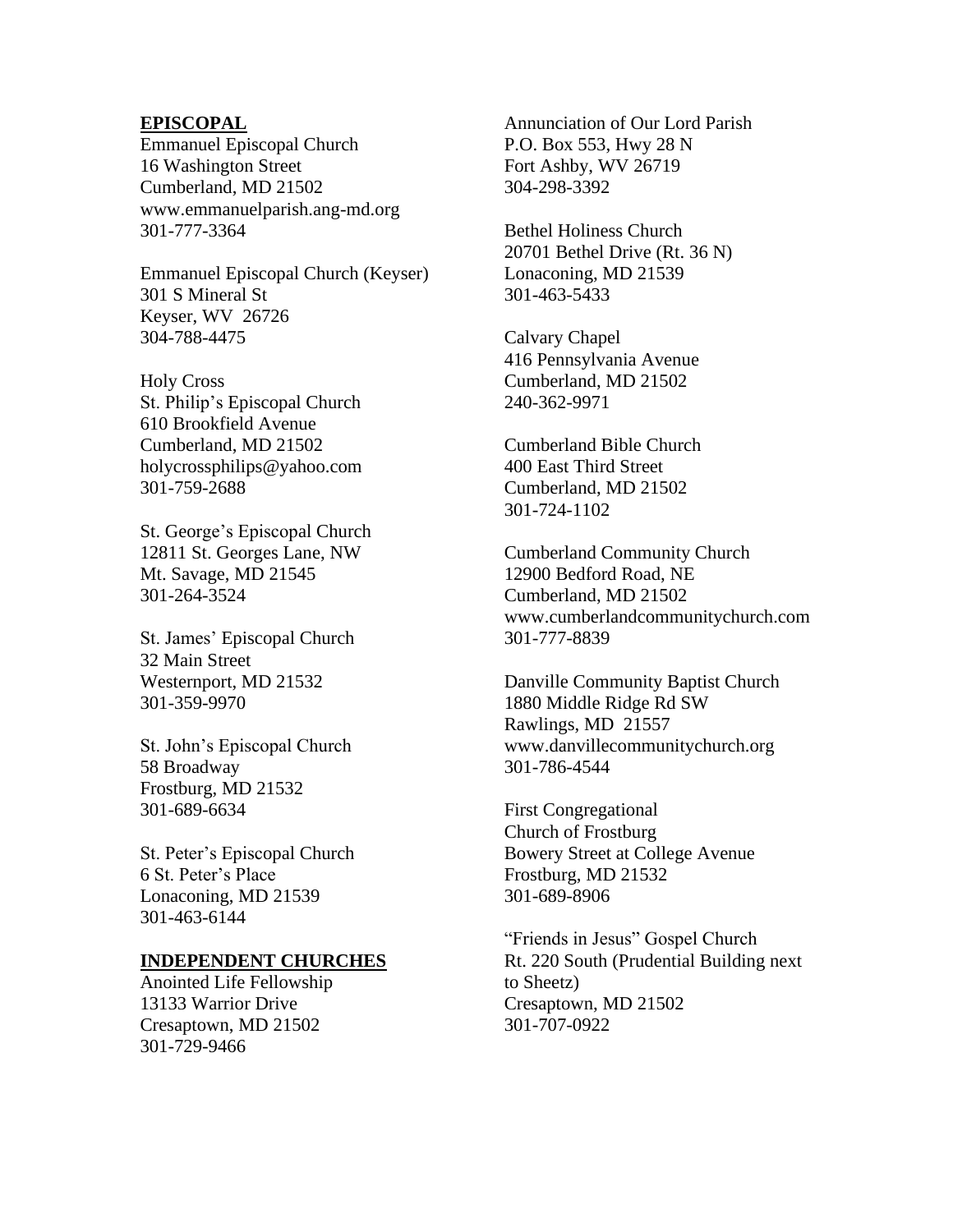**EPISCOPAL**

Emmanuel Episcopal Church
16 Washington Street
Cumberland, MD 21502
www.emmanuelparish.ang-md.org
301-777-3364

Emmanuel Episcopal Church (Keyser)
301 S Mineral St
Keyser, WV 26726
304-788-4475

Holy Cross
St. Philip's Episcopal Church
610 Brookfield Avenue
Cumberland, MD 21502
holycrossphilips@yahoo.com
301-759-2688

St. George's Episcopal Church
12811 St. Georges Lane, NW
Mt. Savage, MD 21545
301-264-3524

St. James' Episcopal Church
32 Main Street
Westernport, MD 21532
301-359-9970

St. John's Episcopal Church
58 Broadway
Frostburg, MD 21532
301-689-6634

St. Peter's Episcopal Church
6 St. Peter's Place
Lonaconing, MD 21539
301-463-6144

**INDEPENDENT CHURCHES**

Anointed Life Fellowship
13133 Warrior Drive
Cresaptown, MD 21502
301-729-9466

Annunciation of Our Lord Parish
P.O. Box 553, Hwy 28 N
Fort Ashby, WV 26719
304-298-3392

Bethel Holiness Church
20701 Bethel Drive (Rt. 36 N)
Lonaconing, MD 21539
301-463-5433

Calvary Chapel
416 Pennsylvania Avenue
Cumberland, MD 21502
240-362-9971

Cumberland Bible Church
400 East Third Street
Cumberland, MD 21502
301-724-1102

Cumberland Community Church
12900 Bedford Road, NE
Cumberland, MD 21502
www.cumberlandcommunitychurch.com
301-777-8839

Danville Community Baptist Church
1880 Middle Ridge Rd SW
Rawlings, MD 21557
www.danvillecommunitychurch.org
301-786-4544

First Congregational
Church of Frostburg
Bowery Street at College Avenue
Frostburg, MD 21532
301-689-8906

"Friends in Jesus" Gospel Church
Rt. 220 South (Prudential Building next to Sheetz)
Cresaptown, MD 21502
301-707-0922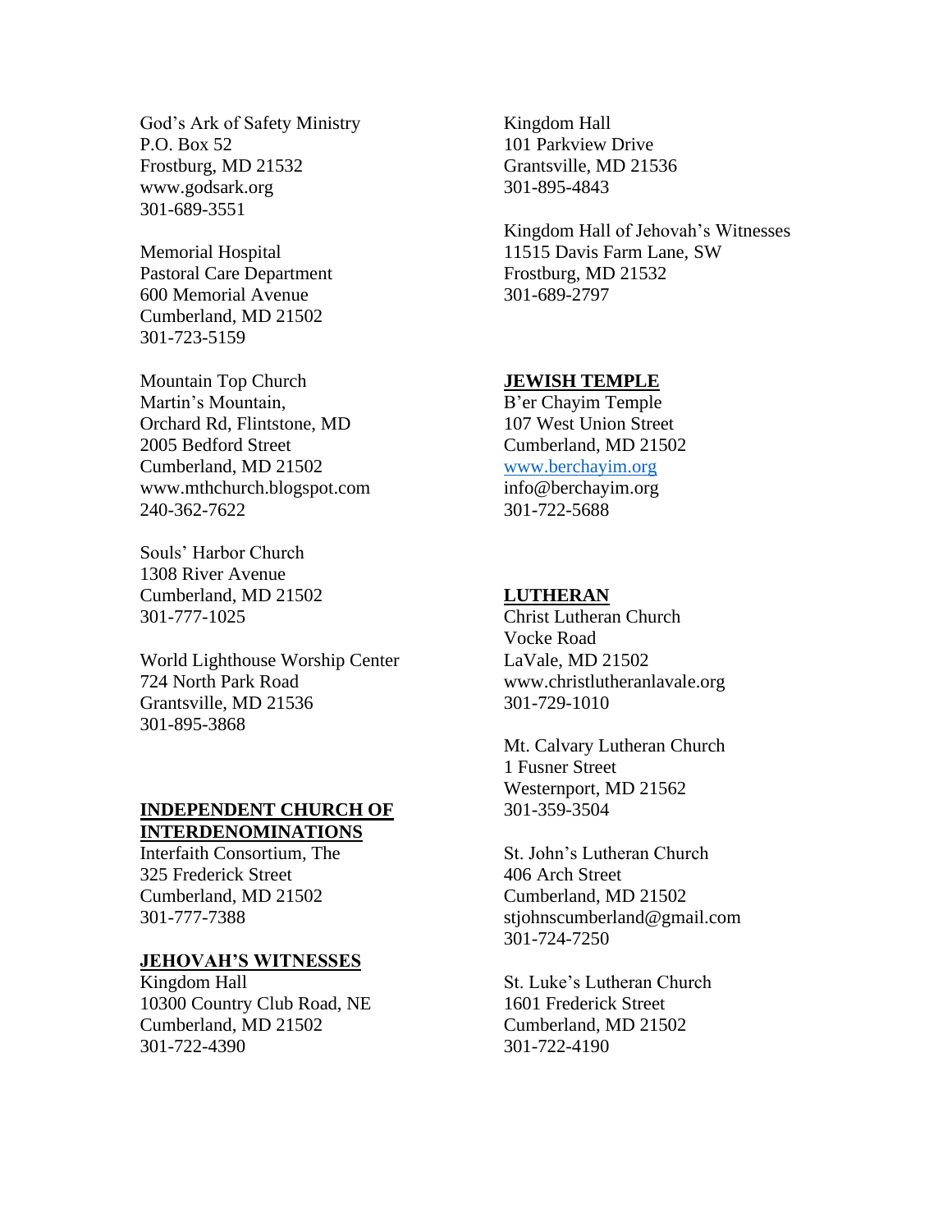God's Ark of Safety Ministry
P.O. Box 52
Frostburg, MD 21532
www.godsark.org
301-689-3551

Memorial Hospital
Pastoral Care Department
600 Memorial Avenue
Cumberland, MD 21502
301-723-5159

Mountain Top Church
Martin's Mountain,
Orchard Rd, Flintstone, MD
2005 Bedford Street
Cumberland, MD 21502
www.mthchurch.blogspot.com
240-362-7622

Souls' Harbor Church
1308 River Avenue
Cumberland, MD 21502
301-777-1025

World Lighthouse Worship Center
724 North Park Road
Grantsville, MD 21536
301-895-3868

## INDEPENDENT CHURCH OF INTERDENOMINATIONS

Interfaith Consortium, The
325 Frederick Street
Cumberland, MD 21502
301-777-7388

## JEHOVAH'S WITNESSES

Kingdom Hall
10300 Country Club Road, NE
Cumberland, MD 21502
301-722-4390

Kingdom Hall
101 Parkview Drive
Grantsville, MD 21536
301-895-4843

Kingdom Hall of Jehovah's Witnesses
11515 Davis Farm Lane, SW
Frostburg, MD 21532
301-689-2797

## JEWISH TEMPLE

B'er Chayim Temple
107 West Union Street
Cumberland, MD 21502
www.berchayim.org
info@berchayim.org
301-722-5688

## LUTHERAN

Christ Lutheran Church
Vocke Road
LaVale, MD 21502
www.christlutheranlavale.org
301-729-1010

Mt. Calvary Lutheran Church
1 Fusner Street
Westernport, MD 21562
301-359-3504

St. John's Lutheran Church
406 Arch Street
Cumberland, MD 21502
stjohnscumberland@gmail.com
301-724-7250

St. Luke's Lutheran Church
1601 Frederick Street
Cumberland, MD 21502
301-722-4190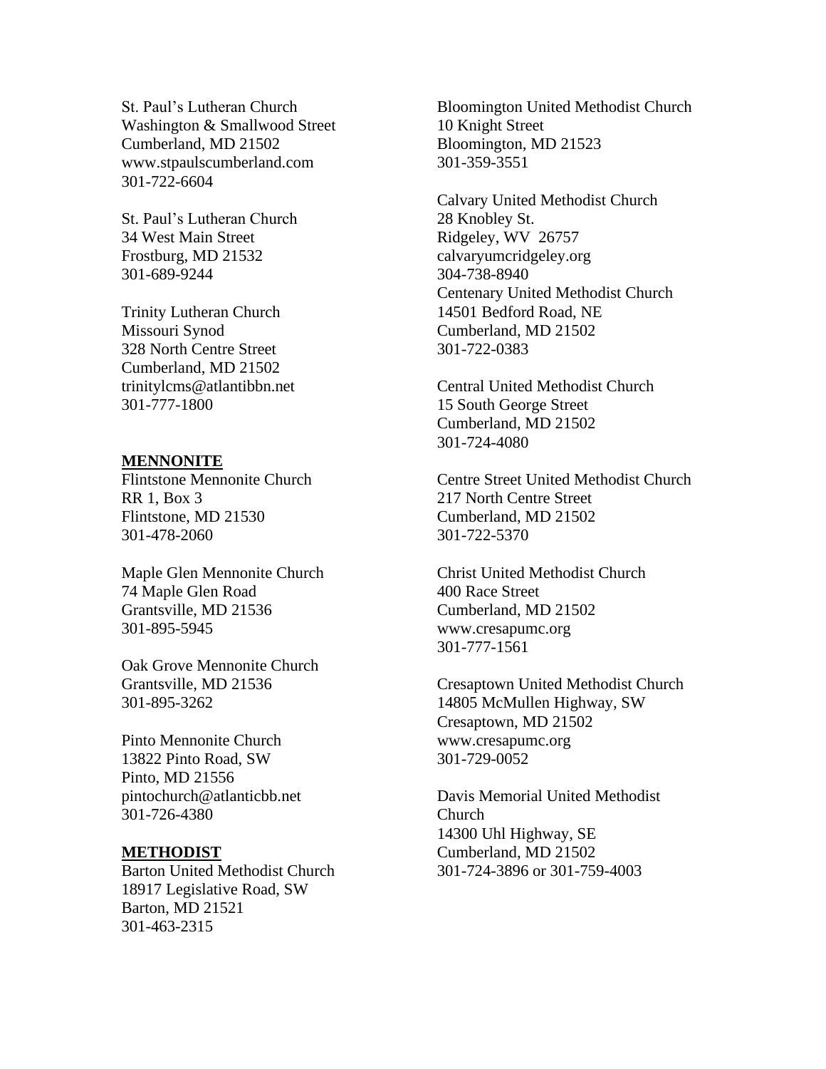St. Paul's Lutheran Church
Washington & Smallwood Street
Cumberland, MD 21502
www.stpaulscumberland.com
301-722-6604

St. Paul's Lutheran Church
34 West Main Street
Frostburg, MD 21532
301-689-9244

Trinity Lutheran Church
Missouri Synod
328 North Centre Street
Cumberland, MD 21502
trinitylcms@atlantibbn.net
301-777-1800

**MENNONITE**

Flintstone Mennonite Church
RR 1, Box 3
Flintstone, MD 21530
301-478-2060

Maple Glen Mennonite Church
74 Maple Glen Road
Grantsville, MD 21536
301-895-5945

Oak Grove Mennonite Church
Grantsville, MD 21536
301-895-3262

Pinto Mennonite Church
13822 Pinto Road, SW
Pinto, MD 21556
pintochurch@atlanticbb.net
301-726-4380

**METHODIST**

Barton United Methodist Church
18917 Legislative Road, SW
Barton, MD 21521
301-463-2315

Bloomington United Methodist Church
10 Knight Street
Bloomington, MD 21523
301-359-3551

Calvary United Methodist Church
28 Knobley St.
Ridgeley, WV 26757
calvaryumcridgeley.org
304-738-8940

Centenary United Methodist Church
14501 Bedford Road, NE
Cumberland, MD 21502
301-722-0383

Central United Methodist Church
15 South George Street
Cumberland, MD 21502
301-724-4080

Centre Street United Methodist Church
217 North Centre Street
Cumberland, MD 21502
301-722-5370

Christ United Methodist Church
400 Race Street
Cumberland, MD 21502
www.cresapumc.org
301-777-1561

Cresaptown United Methodist Church
14805 McMullen Highway, SW
Cresaptown, MD 21502
www.cresapumc.org
301-729-0052

Davis Memorial United Methodist Church
14300 Uhl Highway, SE
Cumberland, MD 21502
301-724-3896 or 301-759-4003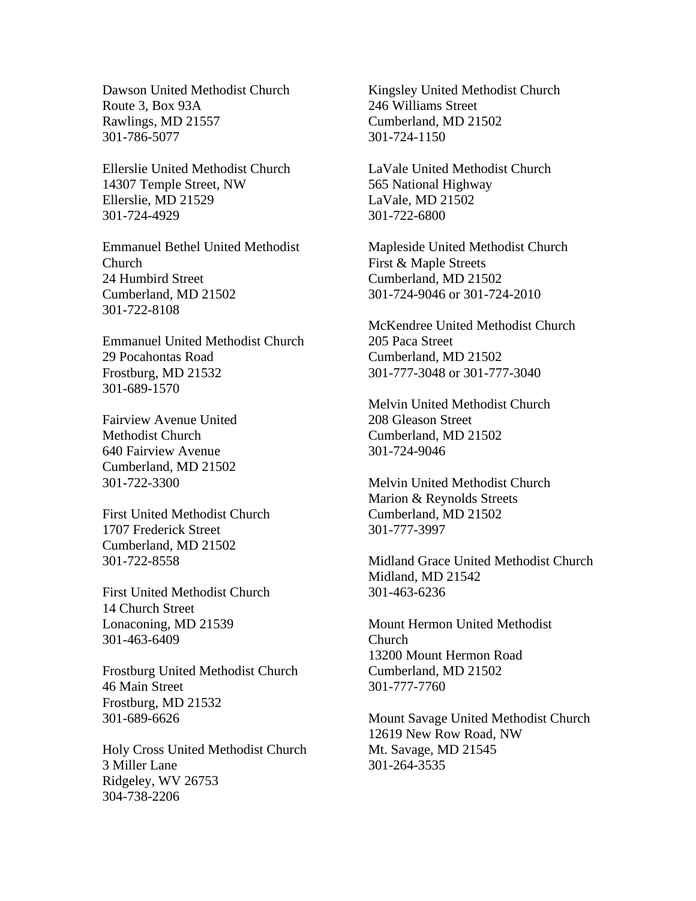Dawson United Methodist Church
Route 3, Box 93A
Rawlings, MD 21557
301-786-5077

Ellerslie United Methodist Church
14307 Temple Street, NW
Ellerslie, MD 21529
301-724-4929

Emmanuel Bethel United Methodist Church
24 Humbird Street
Cumberland, MD 21502
301-722-8108

Emmanuel United Methodist Church
29 Pocahontas Road
Frostburg, MD 21532
301-689-1570

Fairview Avenue United Methodist Church
640 Fairview Avenue
Cumberland, MD 21502
301-722-3300

First United Methodist Church
1707 Frederick Street
Cumberland, MD 21502
301-722-8558

First United Methodist Church
14 Church Street
Lonaconing, MD 21539
301-463-6409

Frostburg United Methodist Church
46 Main Street
Frostburg, MD 21532
301-689-6626

Holy Cross United Methodist Church
3 Miller Lane
Ridgeley, WV 26753
304-738-2206

Kingsley United Methodist Church
246 Williams Street
Cumberland, MD 21502
301-724-1150

LaVale United Methodist Church
565 National Highway
LaVale, MD 21502
301-722-6800

Mapleside United Methodist Church
First & Maple Streets
Cumberland, MD 21502
301-724-9046 or 301-724-2010

McKendree United Methodist Church
205 Paca Street
Cumberland, MD 21502
301-777-3048 or 301-777-3040

Melvin United Methodist Church
208 Gleason Street
Cumberland, MD 21502
301-724-9046

Melvin United Methodist Church
Marion & Reynolds Streets
Cumberland, MD 21502
301-777-3997

Midland Grace United Methodist Church
Midland, MD 21542
301-463-6236

Mount Hermon United Methodist Church
13200 Mount Hermon Road
Cumberland, MD 21502
301-777-7760

Mount Savage United Methodist Church
12619 New Row Road, NW
Mt. Savage, MD 21545
301-264-3535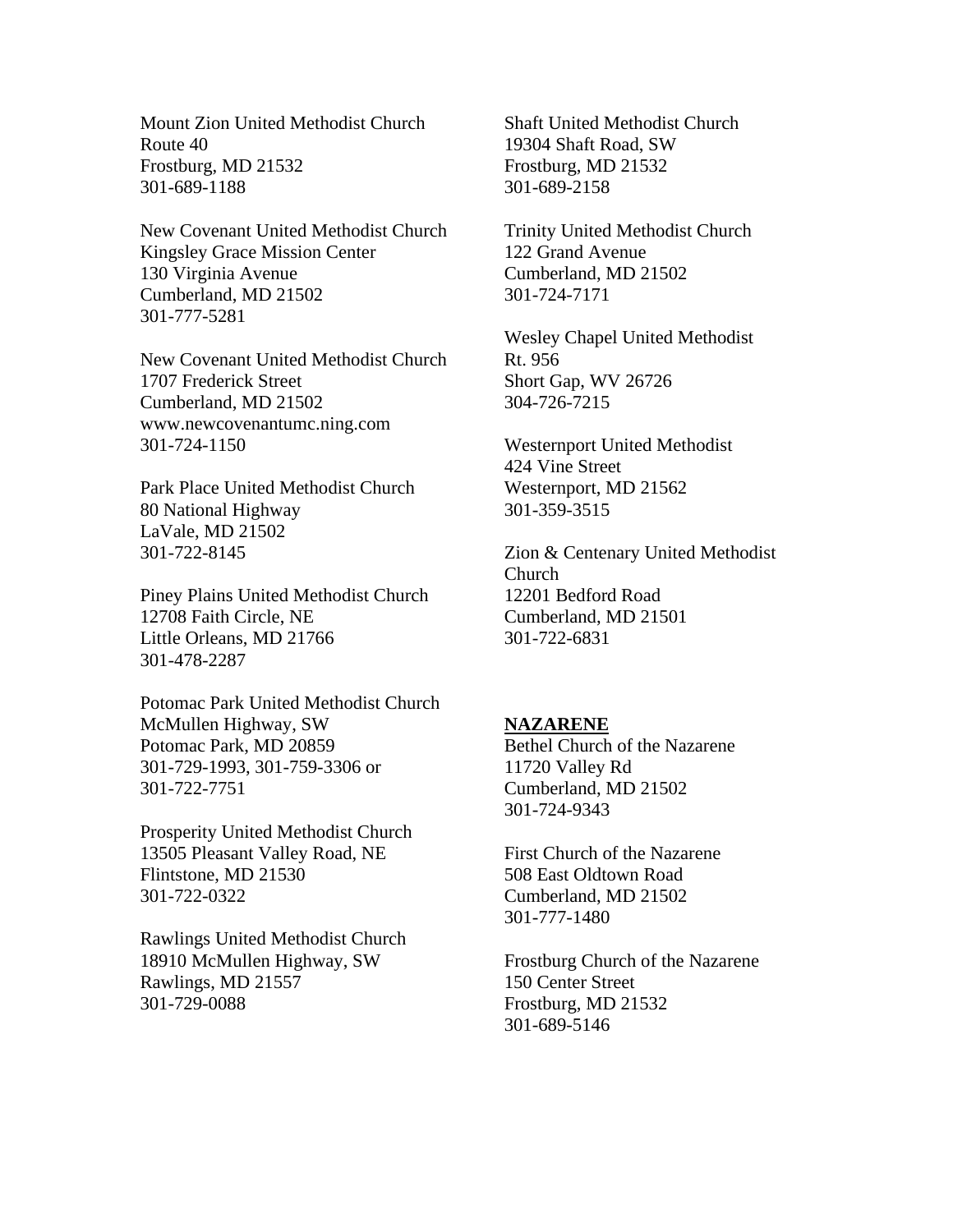Mount Zion United Methodist Church
Route 40
Frostburg, MD 21532
301-689-1188

New Covenant United Methodist Church
Kingsley Grace Mission Center
130 Virginia Avenue
Cumberland, MD 21502
301-777-5281

New Covenant United Methodist Church
1707 Frederick Street
Cumberland, MD 21502
www.newcovenantumc.ning.com
301-724-1150

Park Place United Methodist Church
80 National Highway
LaVale, MD 21502
301-722-8145

Piney Plains United Methodist Church
12708 Faith Circle, NE
Little Orleans, MD 21766
301-478-2287

Potomac Park United Methodist Church
McMullen Highway, SW
Potomac Park, MD 20859
301-729-1993, 301-759-3306 or
301-722-7751

Prosperity United Methodist Church
13505 Pleasant Valley Road, NE
Flintstone, MD 21530
301-722-0322

Rawlings United Methodist Church
18910 McMullen Highway, SW
Rawlings, MD 21557
301-729-0088

Shaft United Methodist Church
19304 Shaft Road, SW
Frostburg, MD 21532
301-689-2158

Trinity United Methodist Church
122 Grand Avenue
Cumberland, MD 21502
301-724-7171

Wesley Chapel United Methodist
Rt. 956
Short Gap, WV 26726
304-726-7215

Westernport United Methodist
424 Vine Street
Westernport, MD 21562
301-359-3515

Zion & Centenary United Methodist
Church
12201 Bedford Road
Cumberland, MD 21501
301-722-6831

**NAZARENE**

Bethel Church of the Nazarene
11720 Valley Rd
Cumberland, MD 21502
301-724-9343

First Church of the Nazarene
508 East Oldtown Road
Cumberland, MD 21502
301-777-1480

Frostburg Church of the Nazarene
150 Center Street
Frostburg, MD 21532
301-689-5146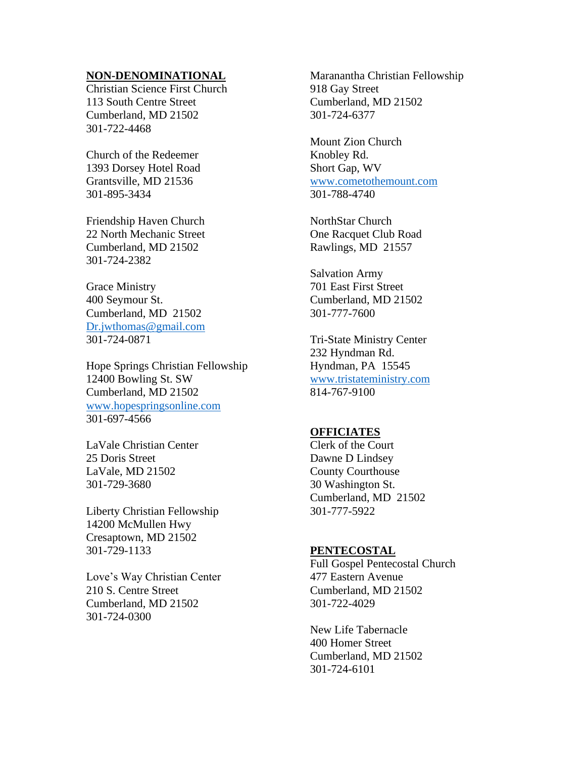## NON-DENOMINATIONAL

Christian Science First Church
113 South Centre Street
Cumberland, MD 21502
301-722-4468

Church of the Redeemer
1393 Dorsey Hotel Road
Grantsville, MD 21536
301-895-3434

Friendship Haven Church
22 North Mechanic Street
Cumberland, MD 21502
301-724-2382

Grace Ministry
400 Seymour St.
Cumberland, MD 21502
Dr.jwthomas@gmail.com
301-724-0871

Hope Springs Christian Fellowship
12400 Bowling St. SW
Cumberland, MD 21502
www.hopespringsonline.com
301-697-4566

LaVale Christian Center
25 Doris Street
LaVale, MD 21502
301-729-3680

Liberty Christian Fellowship
14200 McMullen Hwy
Cresaptown, MD 21502
301-729-1133

Love's Way Christian Center
210 S. Centre Street
Cumberland, MD 21502
301-724-0300

Maranantha Christian Fellowship
918 Gay Street
Cumberland, MD 21502
301-724-6377

Mount Zion Church
Knobley Rd.
Short Gap, WV
www.cometothemount.com
301-788-4740

NorthStar Church
One Racquet Club Road
Rawlings, MD 21557

Salvation Army
701 East First Street
Cumberland, MD 21502
301-777-7600

Tri-State Ministry Center
232 Hyndman Rd.
Hyndman, PA 15545
www.tristateministry.com
814-767-9100

## OFFICIATES

Clerk of the Court
Dawne D Lindsey
County Courthouse
30 Washington St.
Cumberland, MD 21502
301-777-5922

## PENTECOSTAL

Full Gospel Pentecostal Church
477 Eastern Avenue
Cumberland, MD 21502
301-722-4029

New Life Tabernacle
400 Homer Street
Cumberland, MD 21502
301-724-6101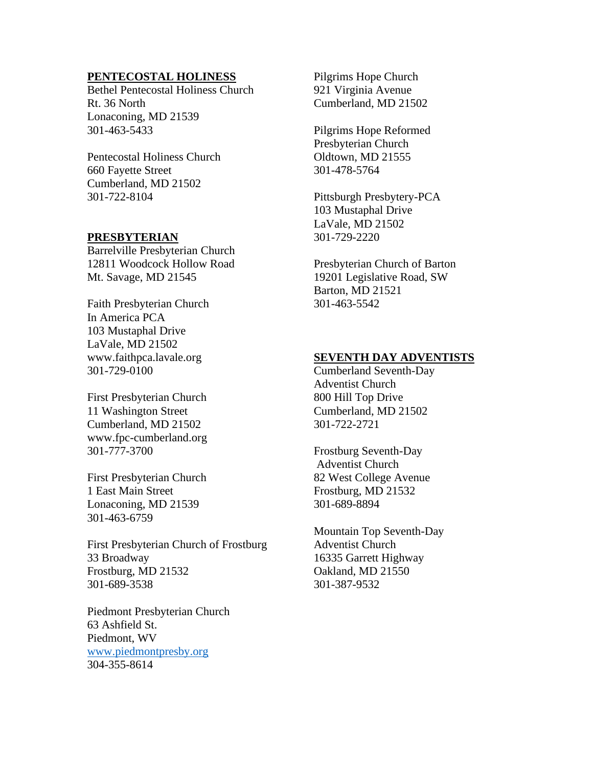**PENTECOSTAL HOLINESS**

Bethel Pentecostal Holiness Church
Rt. 36 North
Lonaconing, MD 21539
301-463-5433

Pentecostal Holiness Church
660 Fayette Street
Cumberland, MD 21502
301-722-8104

**PRESBYTERIAN**

Barrelville Presbyterian Church
12811 Woodcock Hollow Road
Mt. Savage, MD 21545

Faith Presbyterian Church
In America PCA
103 Mustaphal Drive
LaVale, MD 21502
www.faithpca.lavale.org
301-729-0100

First Presbyterian Church
11 Washington Street
Cumberland, MD 21502
www.fpc-cumberland.org
301-777-3700

First Presbyterian Church
1 East Main Street
Lonaconing, MD 21539
301-463-6759

First Presbyterian Church of Frostburg
33 Broadway
Frostburg, MD 21532
301-689-3538

Piedmont Presbyterian Church
63 Ashfield St.
Piedmont, WV
www.piedmontpresby.org
304-355-8614

Pilgrims Hope Church
921 Virginia Avenue
Cumberland, MD 21502

Pilgrims Hope Reformed
Presbyterian Church
Oldtown, MD 21555
301-478-5764

Pittsburgh Presbytery-PCA
103 Mustaphal Drive
LaVale, MD 21502
301-729-2220

Presbyterian Church of Barton
19201 Legislative Road, SW
Barton, MD 21521
301-463-5542

**SEVENTH DAY ADVENTISTS**

Cumberland Seventh-Day
Adventist Church
800 Hill Top Drive
Cumberland, MD 21502
301-722-2721

Frostburg Seventh-Day
Adventist Church
82 West College Avenue
Frostburg, MD 21532
301-689-8894

Mountain Top Seventh-Day
Adventist Church
16335 Garrett Highway
Oakland, MD 21550
301-387-9532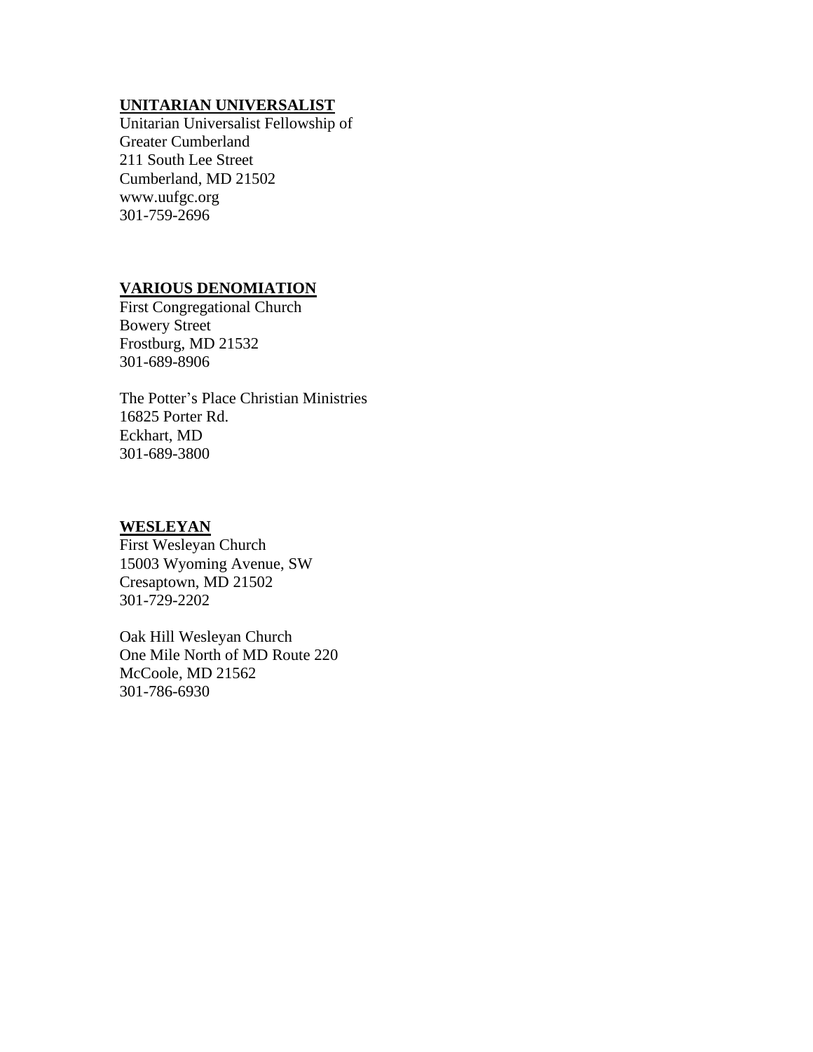**UNITARIAN UNIVERSALIST**

Unitarian Universalist Fellowship of
Greater Cumberland
211 South Lee Street
Cumberland, MD 21502
www.uufgc.org
301-759-2696

**VARIOUS DENOMIATION**

First Congregational Church
Bowery Street
Frostburg, MD 21532
301-689-8906

The Potter's Place Christian Ministries
16825 Porter Rd.
Eckhart, MD
301-689-3800

**WESLEYAN**

First Wesleyan Church
15003 Wyoming Avenue, SW
Cresaptown, MD 21502
301-729-2202

Oak Hill Wesleyan Church
One Mile North of MD Route 220
McCoole, MD 21562
301-786-6930